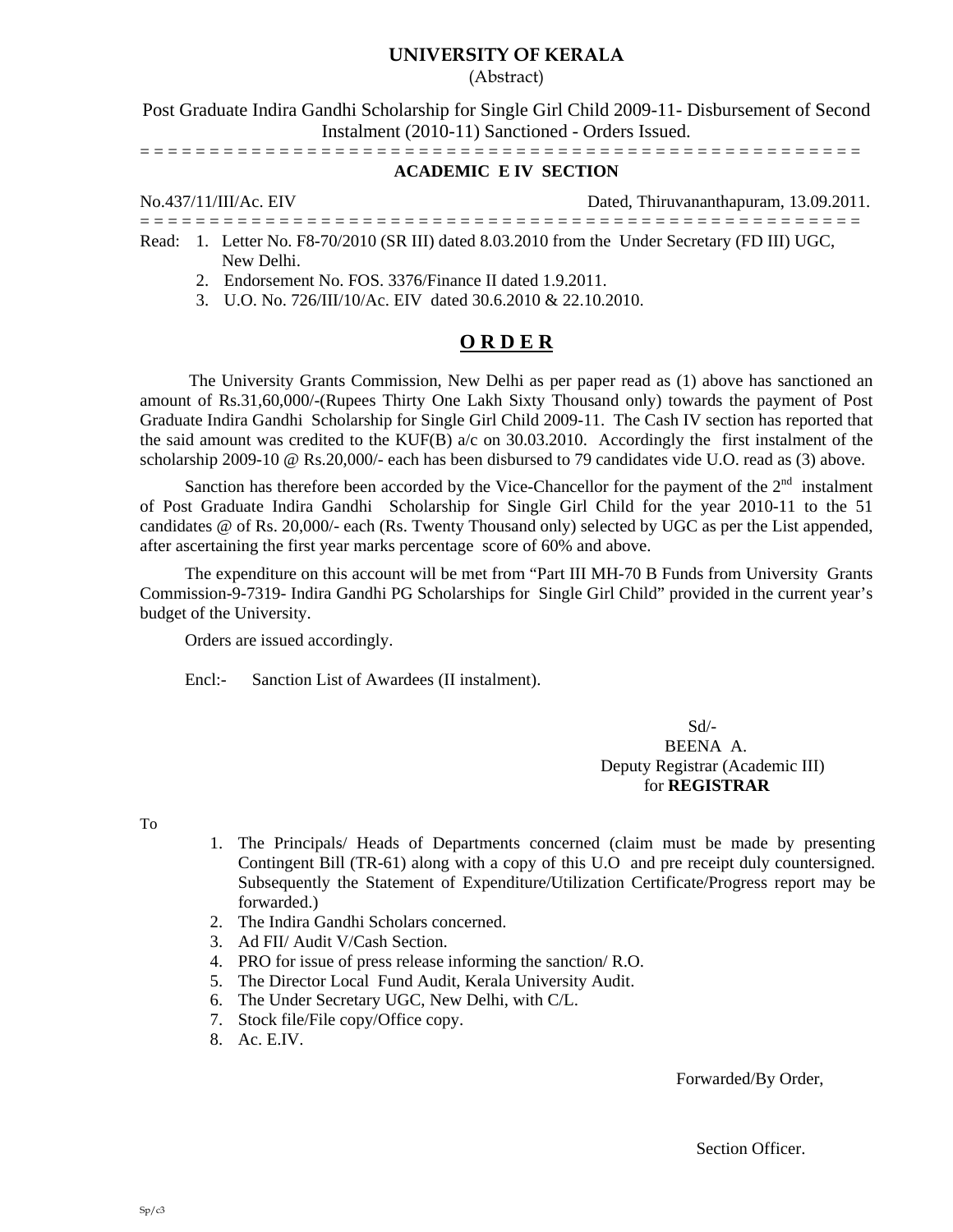# UNIVERSITY OF KERALA

(Abstract)

Post Graduate Indira Gandhi Scholarship for Single Girl Child 2009-11- Disbursement of Second Instalment (2010-11) Sanctioned - Orders Issued.

= = = = = = = = = = = = = = = = = = = = = = = = = = = = = = = = = = = = = = = = = = = = = = = = = = = = = =

**ACADEMIC E IV SECTION**

No.437/11/III/Ac. EIV Dated, Thiruvananthapuram, 13.09.2011.

= = = = = = = = = = = = = = = = = = = = = = = = = = = = = = = = = = = = = = = = = = = = = = = = = = = = = =

Read:
1. Letter No. F8-70/2010 (SR III) dated 8.03.2010 from the Under Secretary (FD III) UGC, New Delhi.
2. Endorsement No. FOS. 3376/Finance II dated 1.9.2011.
3. U.O. No. 726/III/10/Ac. EIV dated 30.6.2010 & 22.10.2010.

## O R D E R

The University Grants Commission, New Delhi as per paper read as (1) above has sanctioned an amount of Rs.31,60,000/-(Rupees Thirty One Lakh Sixty Thousand only) towards the payment of Post Graduate Indira Gandhi Scholarship for Single Girl Child 2009-11. The Cash IV section has reported that the said amount was credited to the KUF(B) a/c on 30.03.2010. Accordingly the first instalment of the scholarship 2009-10 @ Rs.20,000/- each has been disbursed to 79 candidates vide U.O. read as (3) above.

Sanction has therefore been accorded by the Vice-Chancellor for the payment of the 2nd instalment of Post Graduate Indira Gandhi Scholarship for Single Girl Child for the year 2010-11 to the 51 candidates @ of Rs. 20,000/- each (Rs. Twenty Thousand only) selected by UGC as per the List appended, after ascertaining the first year marks percentage score of 60% and above.

The expenditure on this account will be met from "Part III MH-70 B Funds from University Grants Commission-9-7319- Indira Gandhi PG Scholarships for Single Girl Child" provided in the current year's budget of the University.

Orders are issued accordingly.

Encl:- Sanction List of Awardees (II instalment).

Sd/-
BEENA A.
Deputy Registrar (Academic III)
for **REGISTRAR**

To

1. The Principals/ Heads of Departments concerned (claim must be made by presenting Contingent Bill (TR-61) along with a copy of this U.O and pre receipt duly countersigned. Subsequently the Statement of Expenditure/Utilization Certificate/Progress report may be forwarded.)
2. The Indira Gandhi Scholars concerned.
3. Ad FII/ Audit V/Cash Section.
4. PRO for issue of press release informing the sanction/ R.O.
5. The Director Local Fund Audit, Kerala University Audit.
6. The Under Secretary UGC, New Delhi, with C/L.
7. Stock file/File copy/Office copy.
8. Ac. E.IV.

Forwarded/By Order,

Section Officer.

Sp/c3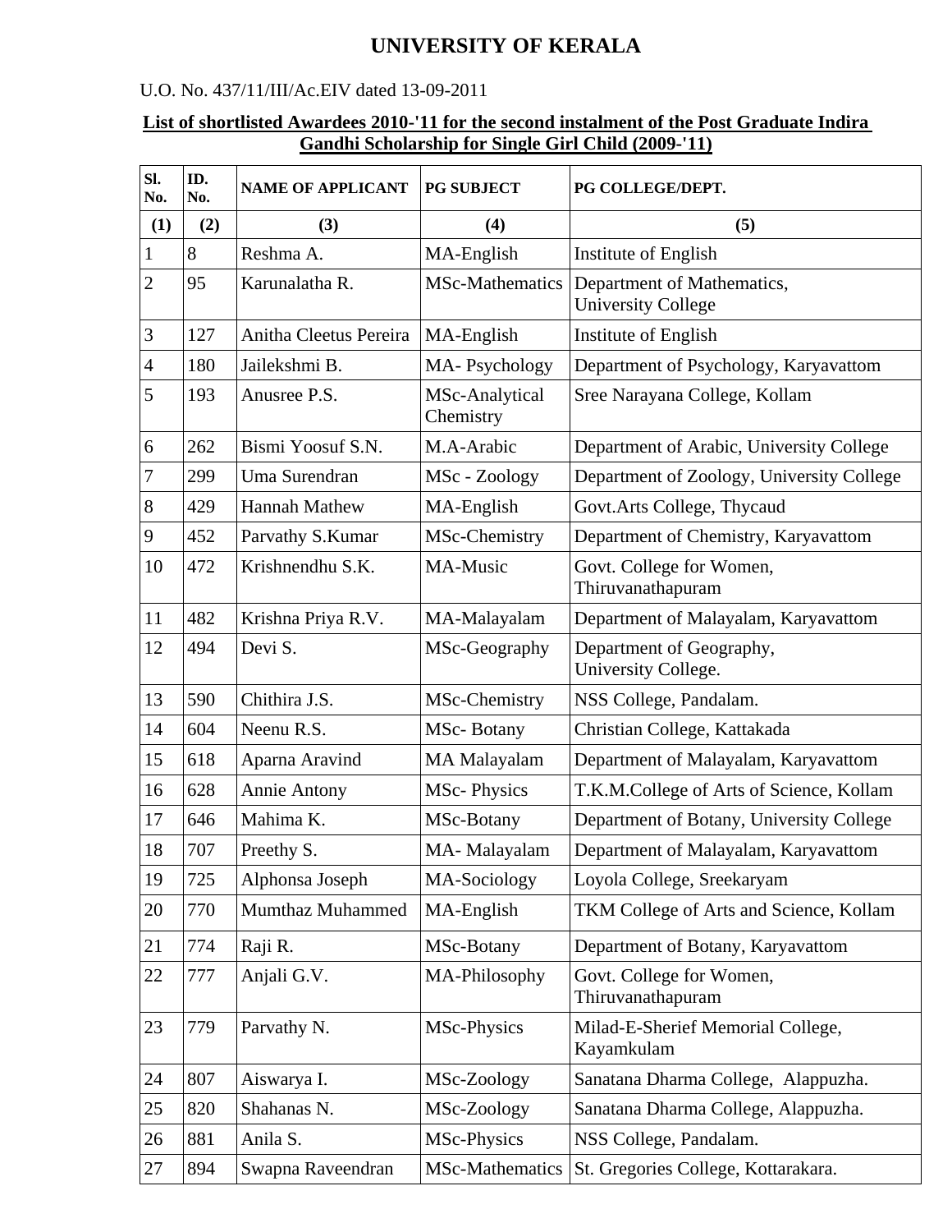# UNIVERSITY OF KERALA

U.O. No. 437/11/III/Ac.EIV dated 13-09-2011

**List of shortlisted Awardees 2010-'11 for the second instalment of the Post Graduate Indira Gandhi Scholarship for Single Girl Child (2009-'11)**

| Sl. No. | ID. No. | NAME OF APPLICANT | PG SUBJECT | PG COLLEGE/DEPT. |
|---|---|---|---|---|
| (1) | (2) | (3) | (4) | (5) |
| 1 | 8 | Reshma A. | MA-English | Institute of English |
| 2 | 95 | Karunalatha R. | MSc-Mathematics | Department of Mathematics, University College |
| 3 | 127 | Anitha Cleetus Pereira | MA-English | Institute of English |
| 4 | 180 | Jailekshmi B. | MA- Psychology | Department of Psychology, Karyavattom |
| 5 | 193 | Anusree P.S. | MSc-Analytical Chemistry | Sree Narayana College, Kollam |
| 6 | 262 | Bismi Yoosuf S.N. | M.A-Arabic | Department of Arabic, University College |
| 7 | 299 | Uma Surendran | MSc - Zoology | Department of Zoology, University College |
| 8 | 429 | Hannah Mathew | MA-English | Govt.Arts College, Thycaud |
| 9 | 452 | Parvathy S.Kumar | MSc-Chemistry | Department of Chemistry, Karyavattom |
| 10 | 472 | Krishnendhu S.K. | MA-Music | Govt. College for Women, Thiruvanathapuram |
| 11 | 482 | Krishna Priya R.V. | MA-Malayalam | Department of Malayalam, Karyavattom |
| 12 | 494 | Devi S. | MSc-Geography | Department of Geography, University College. |
| 13 | 590 | Chithira J.S. | MSc-Chemistry | NSS College, Pandalam. |
| 14 | 604 | Neenu R.S. | MSc- Botany | Christian College, Kattakada |
| 15 | 618 | Aparna Aravind | MA Malayalam | Department of Malayalam, Karyavattom |
| 16 | 628 | Annie Antony | MSc- Physics | T.K.M.College of Arts of Science, Kollam |
| 17 | 646 | Mahima K. | MSc-Botany | Department of Botany, University College |
| 18 | 707 | Preethy S. | MA- Malayalam | Department of Malayalam, Karyavattom |
| 19 | 725 | Alphonsa Joseph | MA-Sociology | Loyola College, Sreekaryam |
| 20 | 770 | Mumthaz Muhammed | MA-English | TKM College of Arts and Science, Kollam |
| 21 | 774 | Raji R. | MSc-Botany | Department of Botany, Karyavattom |
| 22 | 777 | Anjali G.V. | MA-Philosophy | Govt. College for Women, Thiruvanathapuram |
| 23 | 779 | Parvathy N. | MSc-Physics | Milad-E-Sherief Memorial College, Kayamkulam |
| 24 | 807 | Aiswarya I. | MSc-Zoology | Sanatana Dharma College, Alappuzha. |
| 25 | 820 | Shahanas N. | MSc-Zoology | Sanatana Dharma College, Alappuzha. |
| 26 | 881 | Anila S. | MSc-Physics | NSS College, Pandalam. |
| 27 | 894 | Swapna Raveendran | MSc-Mathematics | St. Gregories College, Kottarakara. |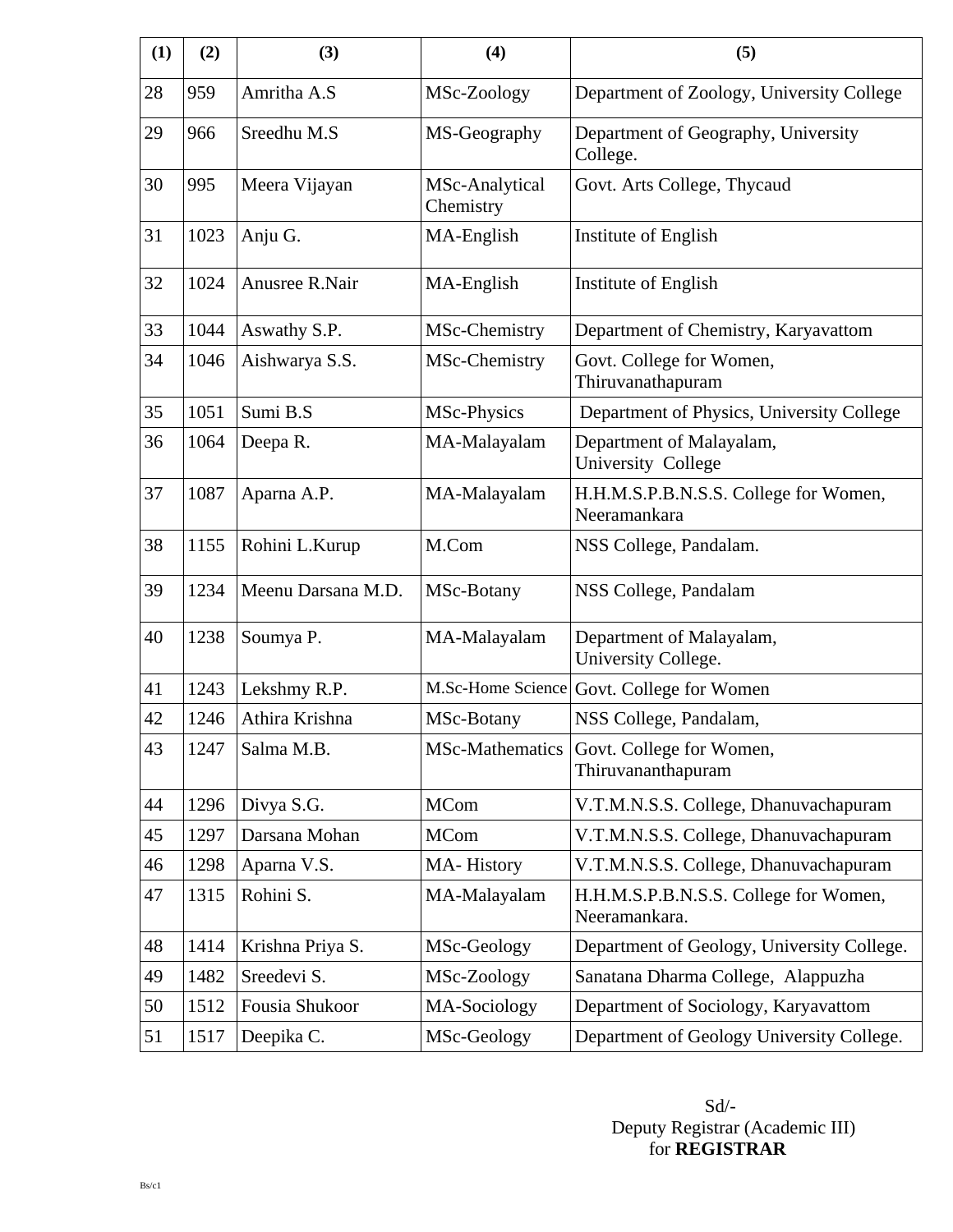| (1) | (2) | (3) | (4) | (5) |
|---|---|---|---|---|
| 28 | 959 | Amritha A.S | MSc-Zoology | Department of Zoology, University College |
| 29 | 966 | Sreedhu M.S | MS-Geography | Department of Geography, University College. |
| 30 | 995 | Meera Vijayan | MSc-Analytical Chemistry | Govt. Arts College, Thycaud |
| 31 | 1023 | Anju G. | MA-English | Institute of English |
| 32 | 1024 | Anusree R.Nair | MA-English | Institute of English |
| 33 | 1044 | Aswathy S.P. | MSc-Chemistry | Department of Chemistry, Karyavattom |
| 34 | 1046 | Aishwarya S.S. | MSc-Chemistry | Govt. College for Women, Thiruvanathapuram |
| 35 | 1051 | Sumi B.S | MSc-Physics | Department of Physics, University College |
| 36 | 1064 | Deepa R. | MA-Malayalam | Department of Malayalam, University College |
| 37 | 1087 | Aparna A.P. | MA-Malayalam | H.H.M.S.P.B.N.S.S. College for Women, Neeramankara |
| 38 | 1155 | Rohini L.Kurup | M.Com | NSS College, Pandalam. |
| 39 | 1234 | Meenu Darsana M.D. | MSc-Botany | NSS College, Pandalam |
| 40 | 1238 | Soumya P. | MA-Malayalam | Department of Malayalam, University College. |
| 41 | 1243 | Lekshmy R.P. | M.Sc-Home Science | Govt. College for Women |
| 42 | 1246 | Athira Krishna | MSc-Botany | NSS College, Pandalam, |
| 43 | 1247 | Salma M.B. | MSc-Mathematics | Govt. College for Women, Thiruvananthapuram |
| 44 | 1296 | Divya S.G. | MCom | V.T.M.N.S.S. College, Dhanuvachapuram |
| 45 | 1297 | Darsana Mohan | MCom | V.T.M.N.S.S. College, Dhanuvachapuram |
| 46 | 1298 | Aparna V.S. | MA- History | V.T.M.N.S.S. College, Dhanuvachapuram |
| 47 | 1315 | Rohini S. | MA-Malayalam | H.H.M.S.P.B.N.S.S. College for Women, Neeramankara. |
| 48 | 1414 | Krishna Priya S. | MSc-Geology | Department of Geology, University College. |
| 49 | 1482 | Sreedevi S. | MSc-Zoology | Sanatana Dharma College, Alappuzha |
| 50 | 1512 | Fousia Shukoor | MA-Sociology | Department of Sociology, Karyavattom |
| 51 | 1517 | Deepika C. | MSc-Geology | Department of Geology University College. |

Sd/-
Deputy Registrar (Academic III)
for **REGISTRAR**

Bs/c1